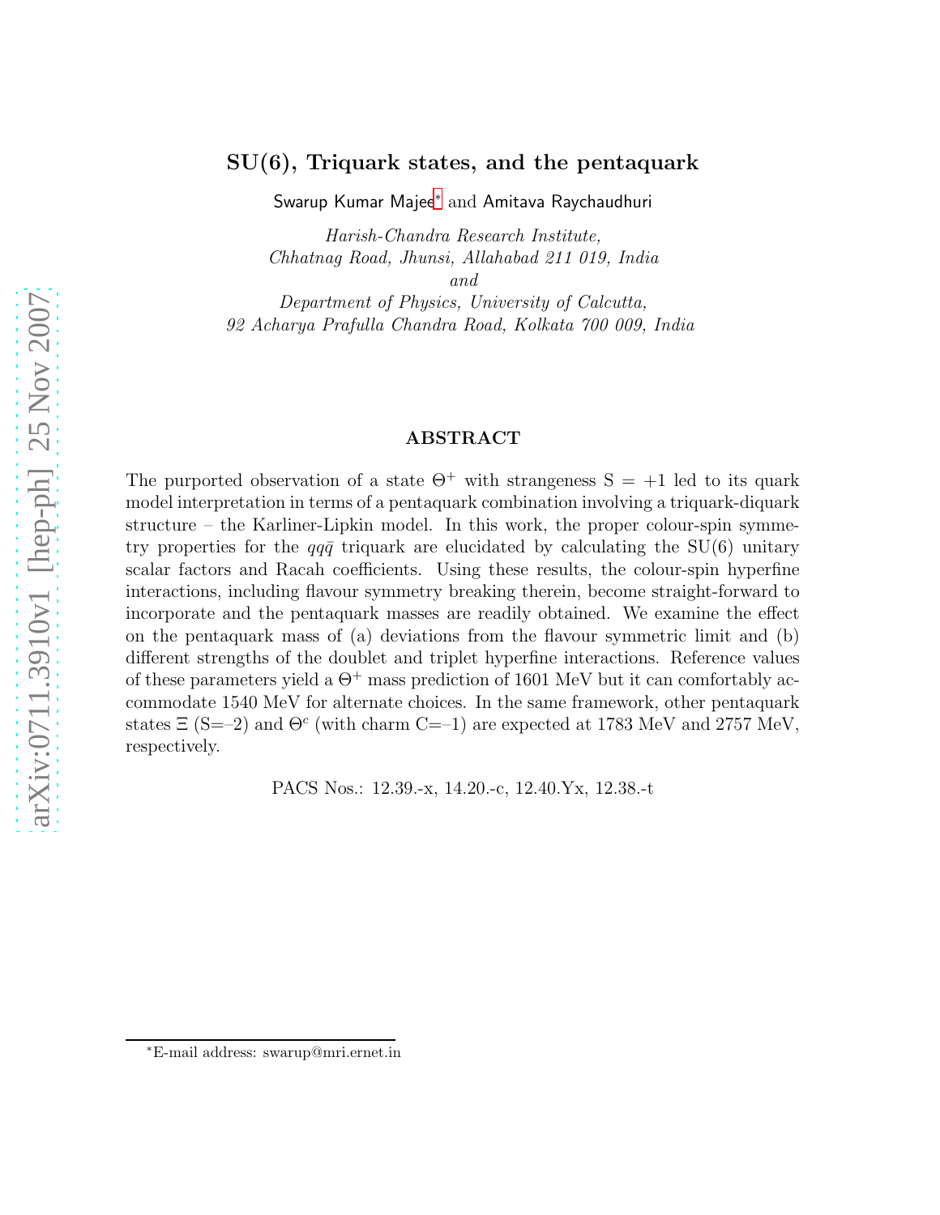# SU(6), Triquark states, and the pentaquark

Swarup Kumar Majee[*] and Amitava Raychaudhuri

*Harish-Chandra Research Institute,*
*Chhatnag Road, Jhunsi, Allahabad 211 019, India*
*and*
*Department of Physics, University of Calcutta,*
*92 Acharya Prafulla Chandra Road, Kolkata 700 009, India*

## ABSTRACT

The purported observation of a state $\Theta^+$ with strangeness S = +1 led to its quark model interpretation in terms of a pentaquark combination involving a triquark-diquark structure – the Karliner-Lipkin model. In this work, the proper colour-spin symmetry properties for the $qq\bar{q}$ triquark are elucidated by calculating the SU(6) unitary scalar factors and Racah coefficients. Using these results, the colour-spin hyperfine interactions, including flavour symmetry breaking therein, become straight-forward to incorporate and the pentaquark masses are readily obtained. We examine the effect on the pentaquark mass of (a) deviations from the flavour symmetric limit and (b) different strengths of the doublet and triplet hyperfine interactions. Reference values of these parameters yield a $\Theta^+$ mass prediction of 1601 MeV but it can comfortably accommodate 1540 MeV for alternate choices. In the same framework, other pentaquark states $\Xi$ (S=–2) and $\Theta^c$ (with charm C=–1) are expected at 1783 MeV and 2757 MeV, respectively.

PACS Nos.: 12.39.-x, 14.20.-c, 12.40.Yx, 12.38.-t

---

[*] E-mail address: swarup@mri.ernet.in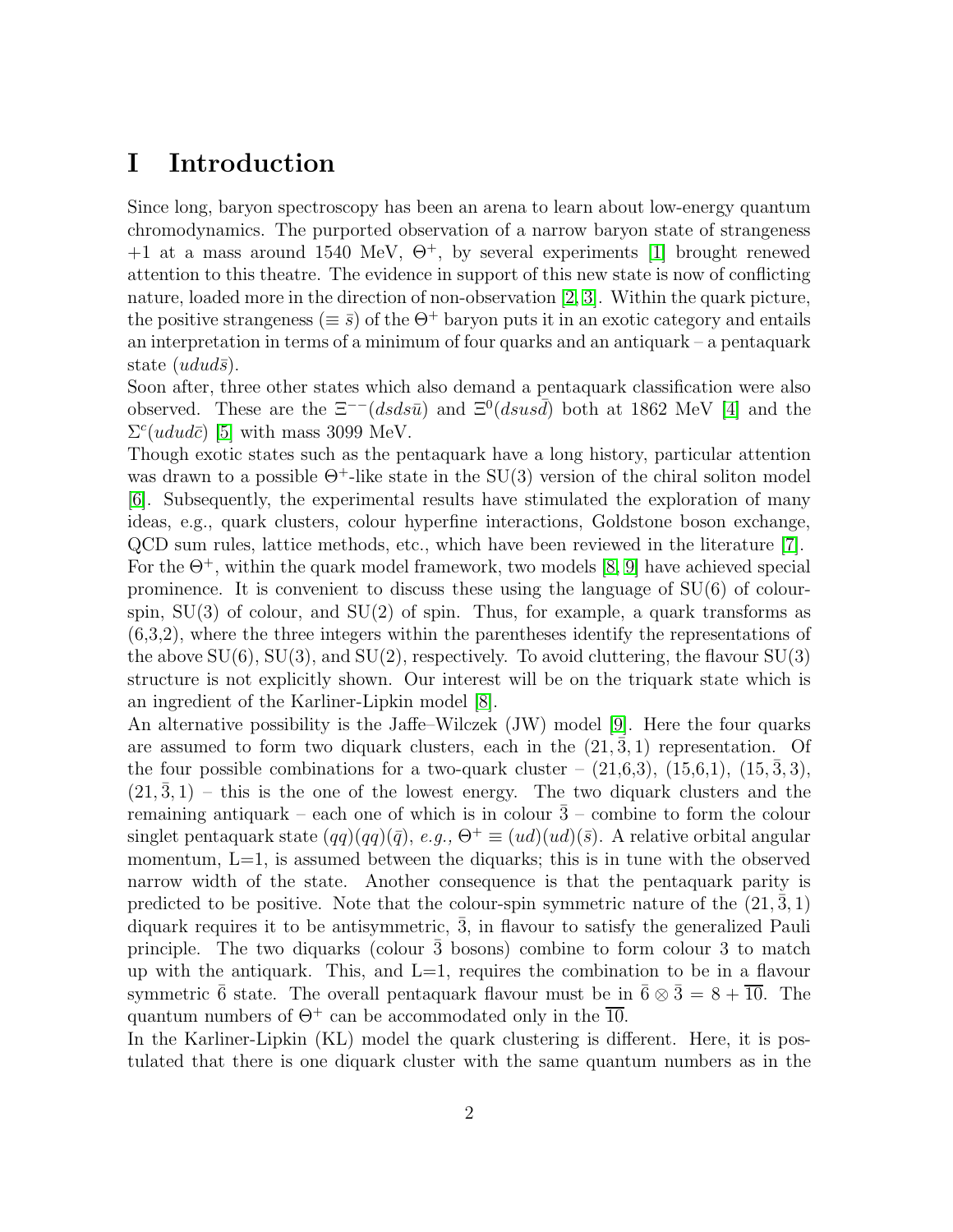# I Introduction

Since long, baryon spectroscopy has been an arena to learn about low-energy quantum chromodynamics. The purported observation of a narrow baryon state of strangeness +1 at a mass around 1540 MeV, $\Theta^+$, by several experiments [1] brought renewed attention to this theatre. The evidence in support of this new state is now of conflicting nature, loaded more in the direction of non-observation [2, 3]. Within the quark picture, the positive strangeness ($\equiv \bar{s}$) of the $\Theta^+$ baryon puts it in an exotic category and entails an interpretation in terms of a minimum of four quarks and an antiquark – a pentaquark state ($udud\bar{s}$).

Soon after, three other states which also demand a pentaquark classification were also observed. These are the $\Xi^{--}(dsds\bar{u})$ and $\Xi^0(dsus\bar{d})$ both at 1862 MeV [4] and the $\Sigma^c(udud\bar{c})$ [5] with mass 3099 MeV.

Though exotic states such as the pentaquark have a long history, particular attention was drawn to a possible $\Theta^+$-like state in the SU(3) version of the chiral soliton model [6]. Subsequently, the experimental results have stimulated the exploration of many ideas, e.g., quark clusters, colour hyperfine interactions, Goldstone boson exchange, QCD sum rules, lattice methods, etc., which have been reviewed in the literature [7].

For the $\Theta^+$, within the quark model framework, two models [8, 9] have achieved special prominence. It is convenient to discuss these using the language of SU(6) of colour-spin, SU(3) of colour, and SU(2) of spin. Thus, for example, a quark transforms as (6,3,2), where the three integers within the parentheses identify the representations of the above SU(6), SU(3), and SU(2), respectively. To avoid cluttering, the flavour SU(3) structure is not explicitly shown. Our interest will be on the triquark state which is an ingredient of the Karliner-Lipkin model [8].

An alternative possibility is the Jaffe–Wilczek (JW) model [9]. Here the four quarks are assumed to form two diquark clusters, each in the $(21, \bar{3}, 1)$ representation. Of the four possible combinations for a two-quark cluster – (21,6,3), (15,6,1), $(15, \bar{3}, 3)$, $(21, \bar{3}, 1)$ – this is the one of the lowest energy. The two diquark clusters and the remaining antiquark – each one of which is in colour $\bar{3}$ – combine to form the colour singlet pentaquark state $(qq)(qq)(\bar{q})$, *e.g.,* $\Theta^+ \equiv (ud)(ud)(\bar{s})$. A relative orbital angular momentum, L=1, is assumed between the diquarks; this is in tune with the observed narrow width of the state. Another consequence is that the pentaquark parity is predicted to be positive. Note that the colour-spin symmetric nature of the $(21, \bar{3}, 1)$ diquark requires it to be antisymmetric, $\bar{3}$, in flavour to satisfy the generalized Pauli principle. The two diquarks (colour $\bar{3}$ bosons) combine to form colour 3 to match up with the antiquark. This, and L=1, requires the combination to be in a flavour symmetric $\bar{6}$ state. The overall pentaquark flavour must be in $\bar{6} \otimes \bar{3} = 8 + \overline{10}$. The quantum numbers of $\Theta^+$ can be accommodated only in the $\overline{10}$.

In the Karliner-Lipkin (KL) model the quark clustering is different. Here, it is postulated that there is one diquark cluster with the same quantum numbers as in the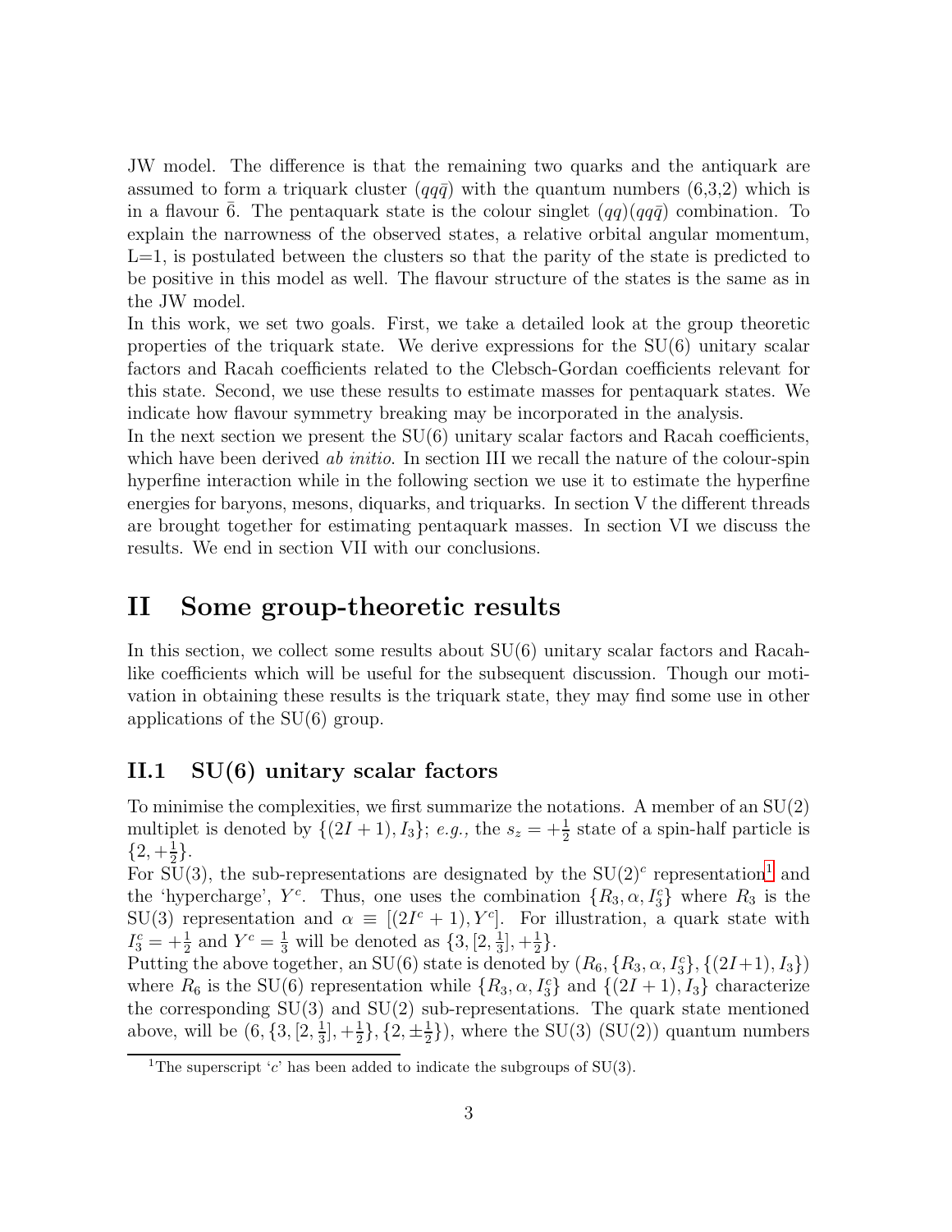JW model. The difference is that the remaining two quarks and the antiquark are assumed to form a triquark cluster $(qq\bar{q})$ with the quantum numbers (6,3,2) which is in a flavour $\bar{6}$. The pentaquark state is the colour singlet $(qq)(qq\bar{q})$ combination. To explain the narrowness of the observed states, a relative orbital angular momentum, L=1, is postulated between the clusters so that the parity of the state is predicted to be positive in this model as well. The flavour structure of the states is the same as in the JW model.

In this work, we set two goals. First, we take a detailed look at the group theoretic properties of the triquark state. We derive expressions for the SU(6) unitary scalar factors and Racah coefficients related to the Clebsch-Gordan coefficients relevant for this state. Second, we use these results to estimate masses for pentaquark states. We indicate how flavour symmetry breaking may be incorporated in the analysis.

In the next section we present the SU(6) unitary scalar factors and Racah coefficients, which have been derived *ab initio*. In section III we recall the nature of the colour-spin hyperfine interaction while in the following section we use it to estimate the hyperfine energies for baryons, mesons, diquarks, and triquarks. In section V the different threads are brought together for estimating pentaquark masses. In section VI we discuss the results. We end in section VII with our conclusions.

# II Some group-theoretic results

In this section, we collect some results about SU(6) unitary scalar factors and Racah-like coefficients which will be useful for the subsequent discussion. Though our motivation in obtaining these results is the triquark state, they may find some use in other applications of the SU(6) group.

## II.1 SU(6) unitary scalar factors

To minimise the complexities, we first summarize the notations. A member of an SU(2) multiplet is denoted by $\{(2I+1), I_3\}$; *e.g.,* the $s_z = +\frac{1}{2}$ state of a spin-half particle is $\{2, +\frac{1}{2}\}$.

For SU(3), the sub-representations are designated by the $SU(2)^c$ representation[1] and the 'hypercharge', $Y^c$. Thus, one uses the combination $\{R_3, \alpha, I_3^c\}$ where $R_3$ is the SU(3) representation and $\alpha \equiv [(2I^c+1), Y^c]$. For illustration, a quark state with $I_3^c = +\frac{1}{2}$ and $Y^c = \frac{1}{3}$ will be denoted as $\{3, [2, \frac{1}{3}], +\frac{1}{2}\}$.

Putting the above together, an SU(6) state is denoted by $(R_6, \{R_3, \alpha, I_3^c\}, \{(2I+1), I_3\})$ where $R_6$ is the SU(6) representation while $\{R_3, \alpha, I_3^c\}$ and $\{(2I+1), I_3\}$ characterize the corresponding SU(3) and SU(2) sub-representations. The quark state mentioned above, will be $(6, \{3, [2, \frac{1}{3}], +\frac{1}{2}\}, \{2, \pm\frac{1}{2}\})$, where the SU(3) (SU(2)) quantum numbers

[1] The superscript '$c$' has been added to indicate the subgroups of SU(3).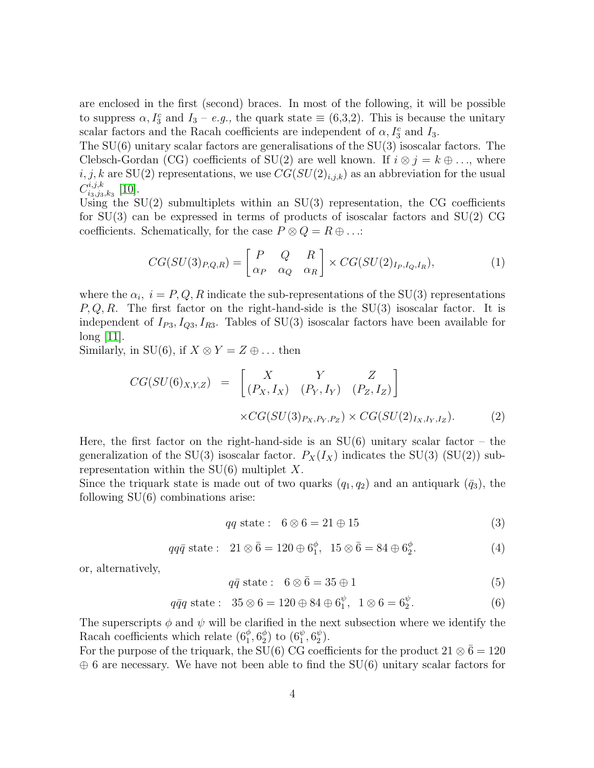are enclosed in the first (second) braces. In most of the following, it will be possible to suppress $\alpha, I_3^c$ and $I_3$ – *e.g.,* the quark state $\equiv$ (6,3,2). This is because the unitary scalar factors and the Racah coefficients are independent of $\alpha, I_3^c$ and $I_3$.
The SU(6) unitary scalar factors are generalisations of the SU(3) isoscalar factors. The Clebsch-Gordan (CG) coefficients of SU(2) are well known. If $i \otimes j = k \oplus \ldots$, where $i, j, k$ are SU(2) representations, we use $CG(SU(2)_{i,j,k})$ as an abbreviation for the usual $C^{i,j,k}_{i_3,j_3,k_3}$ [10].
Using the SU(2) submultiplets within an SU(3) representation, the CG coefficients for SU(3) can be expressed in terms of products of isoscalar factors and SU(2) CG coefficients. Schematically, for the case $P \otimes Q = R \oplus \ldots$:

$$CG(SU(3)_{P,Q,R}) = \begin{bmatrix} P & Q & R \\ \alpha_P & \alpha_Q & \alpha_R \end{bmatrix} \times CG(SU(2)_{I_P,I_Q,I_R}), \tag{1}$$

where the $\alpha_i,\ i = P, Q, R$ indicate the sub-representations of the SU(3) representations $P, Q, R$. The first factor on the right-hand-side is the SU(3) isoscalar factor. It is independent of $I_{P3}, I_{Q3}, I_{R3}$. Tables of SU(3) isoscalar factors have been available for long [11].
Similarly, in SU(6), if $X \otimes Y = Z \oplus \ldots$ then

$$\begin{aligned} CG(SU(6)_{X,Y,Z}) &= \begin{bmatrix} X & Y & Z \\ (P_X, I_X) & (P_Y, I_Y) & (P_Z, I_Z) \end{bmatrix} \\ &\quad \times CG(SU(3)_{P_X,P_Y,P_Z}) \times CG(SU(2)_{I_X,I_Y,I_Z}). \end{aligned} \tag{2}$$

Here, the first factor on the right-hand-side is an SU(6) unitary scalar factor – the generalization of the SU(3) isoscalar factor. $P_X (I_X)$ indicates the SU(3) (SU(2)) sub-representation within the SU(6) multiplet $X$.
Since the triquark state is made out of two quarks $(q_1, q_2)$ and an antiquark $(\bar{q}_3)$, the following SU(6) combinations arise:

$$qq \text{ state}: \quad 6 \otimes 6 = 21 \oplus 15 \tag{3}$$

$$qq\bar{q} \text{ state}: \quad 21 \otimes \bar{6} = 120 \oplus 6_1^{\phi}, \;\; 15 \otimes \bar{6} = 84 \oplus 6_2^{\phi}. \tag{4}$$

or, alternatively,

$$q\bar{q} \text{ state}: \quad 6 \otimes \bar{6} = 35 \oplus 1 \tag{5}$$

$$q\bar{q}q \text{ state}: \quad 35 \otimes 6 = 120 \oplus 84 \oplus 6_1^{\psi}, \;\; 1 \otimes 6 = 6_2^{\psi}. \tag{6}$$

The superscripts $\phi$ and $\psi$ will be clarified in the next subsection where we identify the Racah coefficients which relate $(6_1^{\phi}, 6_2^{\phi})$ to $(6_1^{\psi}, 6_2^{\psi})$.
For the purpose of the triquark, the SU(6) CG coefficients for the product $21 \otimes \bar{6} = 120 \oplus 6$ are necessary. We have not been able to find the SU(6) unitary scalar factors for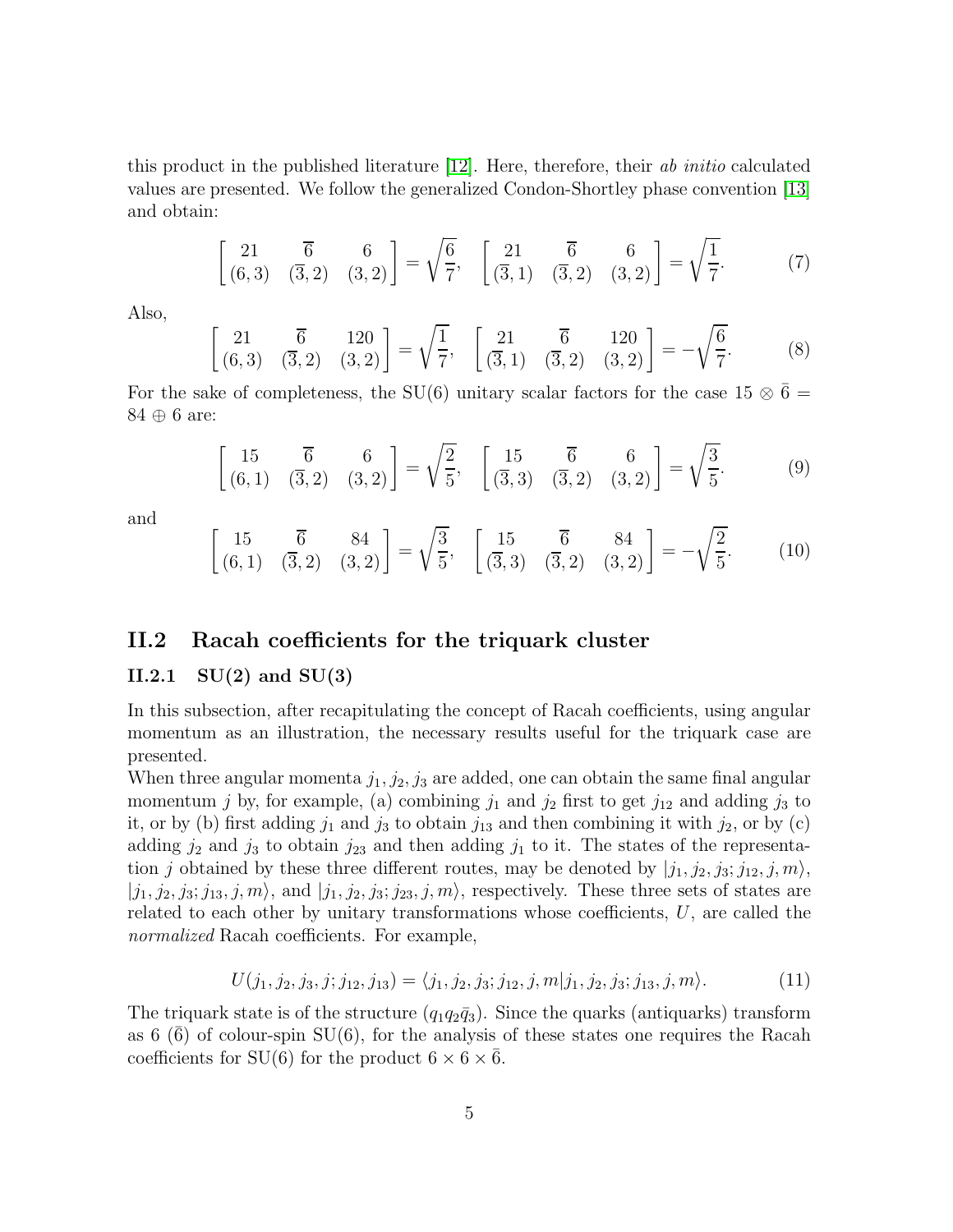this product in the published literature [12]. Here, therefore, their *ab initio* calculated values are presented. We follow the generalized Condon-Shortley phase convention [13] and obtain:

$$\begin{bmatrix} 21 & \overline{6} & 6 \\ (6,3) & (\overline{3},2) & (3,2) \end{bmatrix} = \sqrt{\frac{6}{7}}, \quad \begin{bmatrix} 21 & \overline{6} & 6 \\ (\overline{3},1) & (\overline{3},2) & (3,2) \end{bmatrix} = \sqrt{\frac{1}{7}}. \tag{7}$$

Also,

$$\begin{bmatrix} 21 & \overline{6} & 120 \\ (6,3) & (\overline{3},2) & (3,2) \end{bmatrix} = \sqrt{\frac{1}{7}}, \quad \begin{bmatrix} 21 & \overline{6} & 120 \\ (\overline{3},1) & (\overline{3},2) & (3,2) \end{bmatrix} = -\sqrt{\frac{6}{7}}. \tag{8}$$

For the sake of completeness, the SU(6) unitary scalar factors for the case $15 \otimes \bar{6} = 84 \oplus 6$ are:

$$\begin{bmatrix} 15 & \overline{6} & 6 \\ (6,1) & (\overline{3},2) & (3,2) \end{bmatrix} = \sqrt{\frac{2}{5}}, \quad \begin{bmatrix} 15 & \overline{6} & 6 \\ (\overline{3},3) & (\overline{3},2) & (3,2) \end{bmatrix} = \sqrt{\frac{3}{5}}. \tag{9}$$

and

$$\begin{bmatrix} 15 & \overline{6} & 84 \\ (6,1) & (\overline{3},2) & (3,2) \end{bmatrix} = \sqrt{\frac{3}{5}}, \quad \begin{bmatrix} 15 & \overline{6} & 84 \\ (\overline{3},3) & (\overline{3},2) & (3,2) \end{bmatrix} = -\sqrt{\frac{2}{5}}. \tag{10}$$

## II.2 Racah coefficients for the triquark cluster

### II.2.1 SU(2) and SU(3)

In this subsection, after recapitulating the concept of Racah coefficients, using angular momentum as an illustration, the necessary results useful for the triquark case are presented.

When three angular momenta $j_1, j_2, j_3$ are added, one can obtain the same final angular momentum $j$ by, for example, (a) combining $j_1$ and $j_2$ first to get $j_{12}$ and adding $j_3$ to it, or by (b) first adding $j_1$ and $j_3$ to obtain $j_{13}$ and then combining it with $j_2$, or by (c) adding $j_2$ and $j_3$ to obtain $j_{23}$ and then adding $j_1$ to it. The states of the representation $j$ obtained by these three different routes, may be denoted by $|j_1, j_2, j_3; j_{12}, j, m\rangle$, $|j_1, j_2, j_3; j_{13}, j, m\rangle$, and $|j_1, j_2, j_3; j_{23}, j, m\rangle$, respectively. These three sets of states are related to each other by unitary transformations whose coefficients, $U$, are called the *normalized* Racah coefficients. For example,

$$U(j_1, j_2, j_3, j; j_{12}, j_{13}) = \langle j_1, j_2, j_3; j_{12}, j, m | j_1, j_2, j_3; j_{13}, j, m\rangle. \tag{11}$$

The triquark state is of the structure $(q_1 q_2 \bar{q}_3)$. Since the quarks (antiquarks) transform as 6 ($\bar{6}$) of colour-spin SU(6), for the analysis of these states one requires the Racah coefficients for SU(6) for the product $6 \times 6 \times \bar{6}$.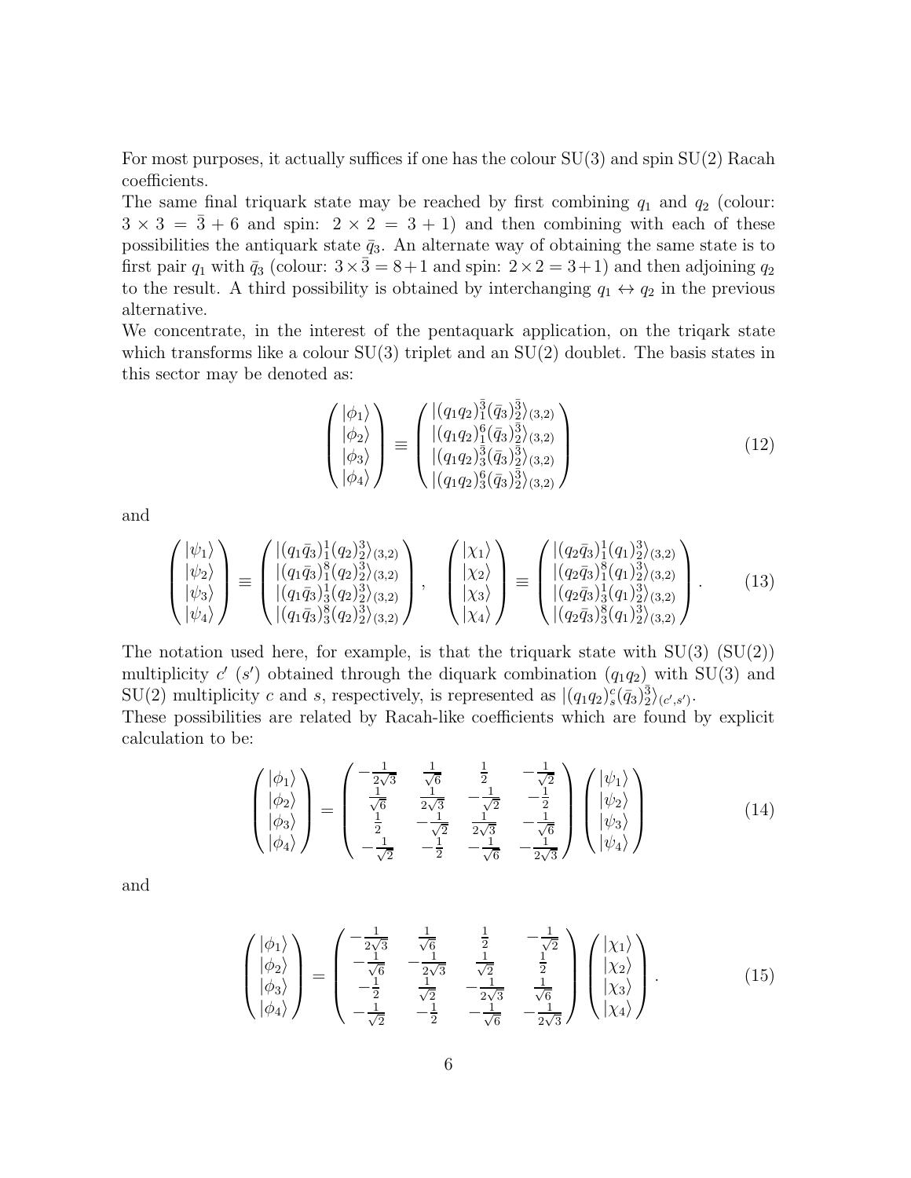For most purposes, it actually suffices if one has the colour SU(3) and spin SU(2) Racah coefficients.
The same final triquark state may be reached by first combining $q_1$ and $q_2$ (colour: $3 \times 3 = \bar{3} + 6$ and spin: $2 \times 2 = 3 + 1$) and then combining with each of these possibilities the antiquark state $\bar{q}_3$. An alternate way of obtaining the same state is to first pair $q_1$ with $\bar{q}_3$ (colour: $3 \times \bar{3} = 8 + 1$ and spin: $2 \times 2 = 3 + 1$) and then adjoining $q_2$ to the result. A third possibility is obtained by interchanging $q_1 \leftrightarrow q_2$ in the previous alternative.
We concentrate, in the interest of the pentaquark application, on the triqark state which transforms like a colour SU(3) triplet and an SU(2) doublet. The basis states in this sector may be denoted as:

$$
\begin{pmatrix} |\phi_1\rangle \\ |\phi_2\rangle \\ |\phi_3\rangle \\ |\phi_4\rangle \end{pmatrix} \equiv \begin{pmatrix} |(q_1 q_2)^{\bar{3}}_1 (\bar{q}_3)^{\bar{3}}_2\rangle_{(3,2)} \\ |(q_1 q_2)^{6}_1 (\bar{q}_3)^{\bar{3}}_2\rangle_{(3,2)} \\ |(q_1 q_2)^{\bar{3}}_3 (\bar{q}_3)^{\bar{3}}_2\rangle_{(3,2)} \\ |(q_1 q_2)^{6}_3 (\bar{q}_3)^{\bar{3}}_2\rangle_{(3,2)} \end{pmatrix} \tag{12}
$$

and

$$
\begin{pmatrix} |\psi_1\rangle \\ |\psi_2\rangle \\ |\psi_3\rangle \\ |\psi_4\rangle \end{pmatrix} \equiv \begin{pmatrix} |(q_1 \bar{q}_3)^{1}_1 (q_2)^{3}_2\rangle_{(3,2)} \\ |(q_1 \bar{q}_3)^{8}_1 (q_2)^{3}_2\rangle_{(3,2)} \\ |(q_1 \bar{q}_3)^{1}_3 (q_2)^{3}_2\rangle_{(3,2)} \\ |(q_1 \bar{q}_3)^{8}_3 (q_2)^{3}_2\rangle_{(3,2)} \end{pmatrix}, \quad \begin{pmatrix} |\chi_1\rangle \\ |\chi_2\rangle \\ |\chi_3\rangle \\ |\chi_4\rangle \end{pmatrix} \equiv \begin{pmatrix} |(q_2 \bar{q}_3)^{1}_1 (q_1)^{3}_2\rangle_{(3,2)} \\ |(q_2 \bar{q}_3)^{8}_1 (q_1)^{3}_2\rangle_{(3,2)} \\ |(q_2 \bar{q}_3)^{1}_3 (q_1)^{3}_2\rangle_{(3,2)} \\ |(q_2 \bar{q}_3)^{8}_3 (q_1)^{3}_2\rangle_{(3,2)} \end{pmatrix}. \tag{13}
$$

The notation used here, for example, is that the triquark state with SU(3) (SU(2)) multiplicity $c'$ ($s'$) obtained through the diquark combination $(q_1 q_2)$ with SU(3) and SU(2) multiplicity $c$ and $s$, respectively, is represented as $|(q_1 q_2)^{c}_{s} (\bar{q}_3)^{\bar{3}}_2\rangle_{(c',s')}$.
These possibilities are related by Racah-like coefficients which are found by explicit calculation to be:

$$
\begin{pmatrix} |\phi_1\rangle \\ |\phi_2\rangle \\ |\phi_3\rangle \\ |\phi_4\rangle \end{pmatrix} = \begin{pmatrix} -\frac{1}{2\sqrt{3}} & \frac{1}{\sqrt{6}} & \frac{1}{2} & -\frac{1}{\sqrt{2}} \\ \frac{1}{\sqrt{6}} & \frac{1}{2\sqrt{3}} & -\frac{1}{\sqrt{2}} & -\frac{1}{2} \\ \frac{1}{2} & -\frac{1}{\sqrt{2}} & \frac{1}{2\sqrt{3}} & -\frac{1}{\sqrt{6}} \\ -\frac{1}{\sqrt{2}} & -\frac{1}{2} & -\frac{1}{\sqrt{6}} & -\frac{1}{2\sqrt{3}} \end{pmatrix} \begin{pmatrix} |\psi_1\rangle \\ |\psi_2\rangle \\ |\psi_3\rangle \\ |\psi_4\rangle \end{pmatrix} \tag{14}
$$

and

$$
\begin{pmatrix} |\phi_1\rangle \\ |\phi_2\rangle \\ |\phi_3\rangle \\ |\phi_4\rangle \end{pmatrix} = \begin{pmatrix} -\frac{1}{2\sqrt{3}} & \frac{1}{\sqrt{6}} & \frac{1}{2} & -\frac{1}{\sqrt{2}} \\ -\frac{1}{\sqrt{6}} & -\frac{1}{2\sqrt{3}} & \frac{1}{\sqrt{2}} & \frac{1}{2} \\ -\frac{1}{2} & \frac{1}{\sqrt{2}} & -\frac{1}{2\sqrt{3}} & \frac{1}{\sqrt{6}} \\ -\frac{1}{\sqrt{2}} & -\frac{1}{2} & -\frac{1}{\sqrt{6}} & -\frac{1}{2\sqrt{3}} \end{pmatrix} \begin{pmatrix} |\chi_1\rangle \\ |\chi_2\rangle \\ |\chi_3\rangle \\ |\chi_4\rangle \end{pmatrix}. \tag{15}
$$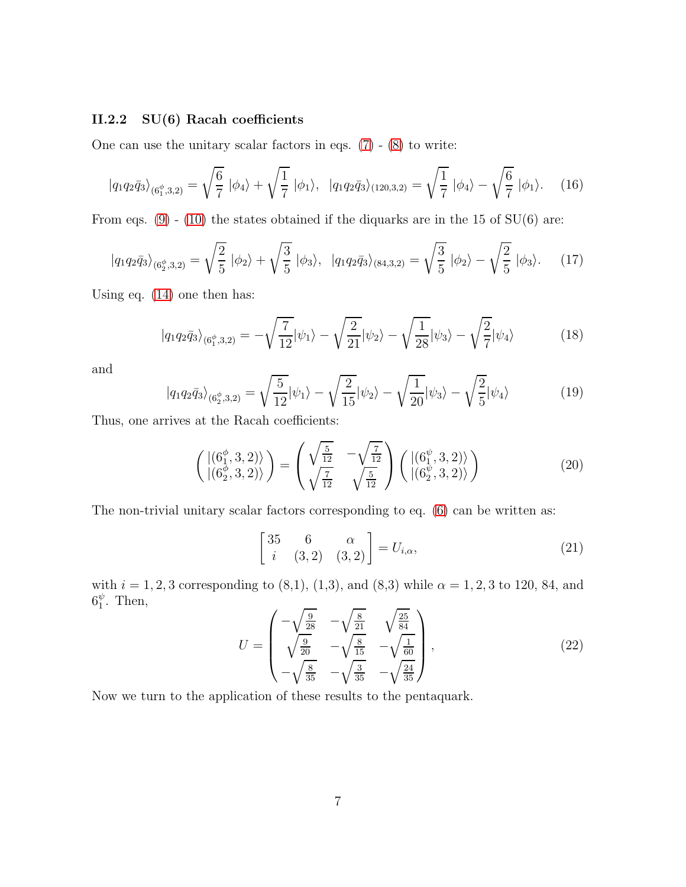### II.2.2 SU(6) Racah coefficients

One can use the unitary scalar factors in eqs. (7) - (8) to write:

$$|q_1 q_2 \bar{q}_3\rangle_{(6_1^\phi,3,2)} = \sqrt{\frac{6}{7}}\;|\phi_4\rangle + \sqrt{\frac{1}{7}}\;|\phi_1\rangle, \quad |q_1 q_2 \bar{q}_3\rangle_{(120,3,2)} = \sqrt{\frac{1}{7}}\;|\phi_4\rangle - \sqrt{\frac{6}{7}}\;|\phi_1\rangle. \tag{16}$$

From eqs. (9) - (10) the states obtained if the diquarks are in the 15 of SU(6) are:

$$|q_1 q_2 \bar{q}_3\rangle_{(6_2^\phi,3,2)} = \sqrt{\frac{2}{5}}\;|\phi_2\rangle + \sqrt{\frac{3}{5}}\;|\phi_3\rangle, \quad |q_1 q_2 \bar{q}_3\rangle_{(84,3,2)} = \sqrt{\frac{3}{5}}\;|\phi_2\rangle - \sqrt{\frac{2}{5}}\;|\phi_3\rangle. \tag{17}$$

Using eq. (14) one then has:

$$|q_1 q_2 \bar{q}_3\rangle_{(6_1^\phi,3,2)} = -\sqrt{\frac{7}{12}}|\psi_1\rangle - \sqrt{\frac{2}{21}}|\psi_2\rangle - \sqrt{\frac{1}{28}}|\psi_3\rangle - \sqrt{\frac{2}{7}}|\psi_4\rangle \tag{18}$$

and

$$|q_1 q_2 \bar{q}_3\rangle_{(6_2^\phi,3,2)} = \sqrt{\frac{5}{12}}|\psi_1\rangle - \sqrt{\frac{2}{15}}|\psi_2\rangle - \sqrt{\frac{1}{20}}|\psi_3\rangle - \sqrt{\frac{2}{5}}|\psi_4\rangle \tag{19}$$

Thus, one arrives at the Racah coefficients:

$$\begin{pmatrix} |(6_1^\phi,3,2)\rangle \\ |(6_2^\phi,3,2)\rangle \end{pmatrix} = \begin{pmatrix} \sqrt{\frac{5}{12}} & -\sqrt{\frac{7}{12}} \\ \sqrt{\frac{7}{12}} & \sqrt{\frac{5}{12}} \end{pmatrix} \begin{pmatrix} |(6_1^\psi,3,2)\rangle \\ |(6_2^\psi,3,2)\rangle \end{pmatrix} \tag{20}$$

The non-trivial unitary scalar factors corresponding to eq. (6) can be written as:

$$\begin{bmatrix} 35 & 6 & \alpha \\ i & (3,2) & (3,2) \end{bmatrix} = U_{i,\alpha}, \tag{21}$$

with $i = 1, 2, 3$ corresponding to (8,1), (1,3), and (8,3) while $\alpha = 1, 2, 3$ to 120, 84, and $6_1^\psi$. Then,

$$U = \begin{pmatrix} -\sqrt{\frac{9}{28}} & -\sqrt{\frac{8}{21}} & \sqrt{\frac{25}{84}} \\ \sqrt{\frac{9}{20}} & -\sqrt{\frac{8}{15}} & -\sqrt{\frac{1}{60}} \\ -\sqrt{\frac{8}{35}} & -\sqrt{\frac{3}{35}} & -\sqrt{\frac{24}{35}} \end{pmatrix}, \tag{22}$$

Now we turn the application of these results to the pentaquark.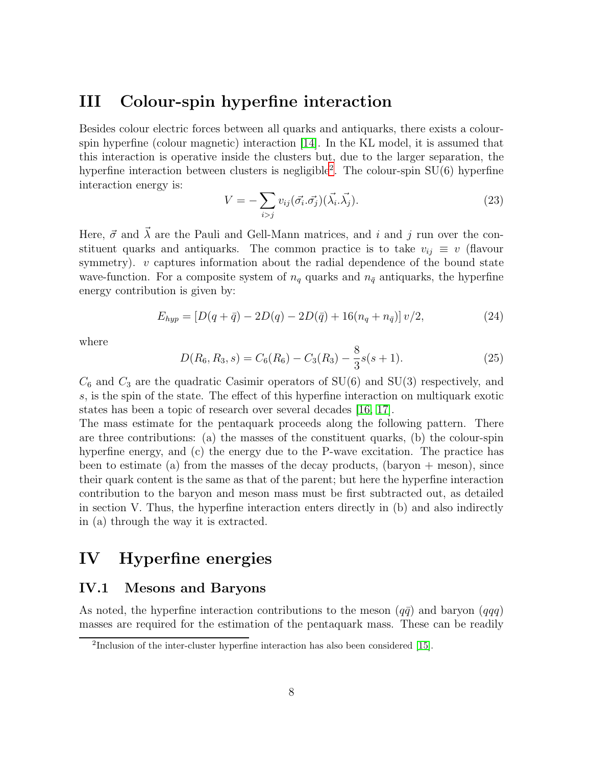# III Colour-spin hyperfine interaction

Besides colour electric forces between all quarks and antiquarks, there exists a colour-spin hyperfine (colour magnetic) interaction [14]. In the KL model, it is assumed that this interaction is operative inside the clusters but, due to the larger separation, the hyperfine interaction between clusters is negligible[2]. The colour-spin SU(6) hyperfine interaction energy is:

$$V = -\sum_{i>j} v_{ij}(\vec{\sigma_i}.\vec{\sigma_j})(\vec{\lambda_i}.\vec{\lambda_j}). \tag{23}$$

Here, $\vec{\sigma}$ and $\vec{\lambda}$ are the Pauli and Gell-Mann matrices, and $i$ and $j$ run over the constituent quarks and antiquarks. The common practice is to take $v_{ij} \equiv v$ (flavour symmetry). $v$ captures information about the radial dependence of the bound state wave-function. For a composite system of $n_q$ quarks and $n_{\bar{q}}$ antiquarks, the hyperfine energy contribution is given by:

$$E_{hyp} = \left[D(q+\bar{q}) - 2D(q) - 2D(\bar{q}) + 16(n_q + n_{\bar{q}})\right] v/2, \tag{24}$$

where

$$D(R_6, R_3, s) = C_6(R_6) - C_3(R_3) - \frac{8}{3}s(s+1). \tag{25}$$

$C_6$ and $C_3$ are the quadratic Casimir operators of SU(6) and SU(3) respectively, and $s$, is the spin of the state. The effect of this hyperfine interaction on multiquark exotic states has been a topic of research over several decades [16, 17].

The mass estimate for the pentaquark proceeds along the following pattern. There are three contributions: (a) the masses of the constituent quarks, (b) the colour-spin hyperfine energy, and (c) the energy due to the P-wave excitation. The practice has been to estimate (a) from the masses of the decay products, (baryon + meson), since their quark content is the same as that of the parent; but here the hyperfine interaction contribution to the baryon and meson mass must be first subtracted out, as detailed in section V. Thus, the hyperfine interaction enters directly in (b) and also indirectly in (a) through the way it is extracted.

# IV Hyperfine energies

## IV.1 Mesons and Baryons

As noted, the hyperfine interaction contributions to the meson ($q\bar{q}$) and baryon ($qqq$) masses are required for the estimation of the pentaquark mass. These can be readily

[2] Inclusion of the inter-cluster hyperfine interaction has also been considered [15].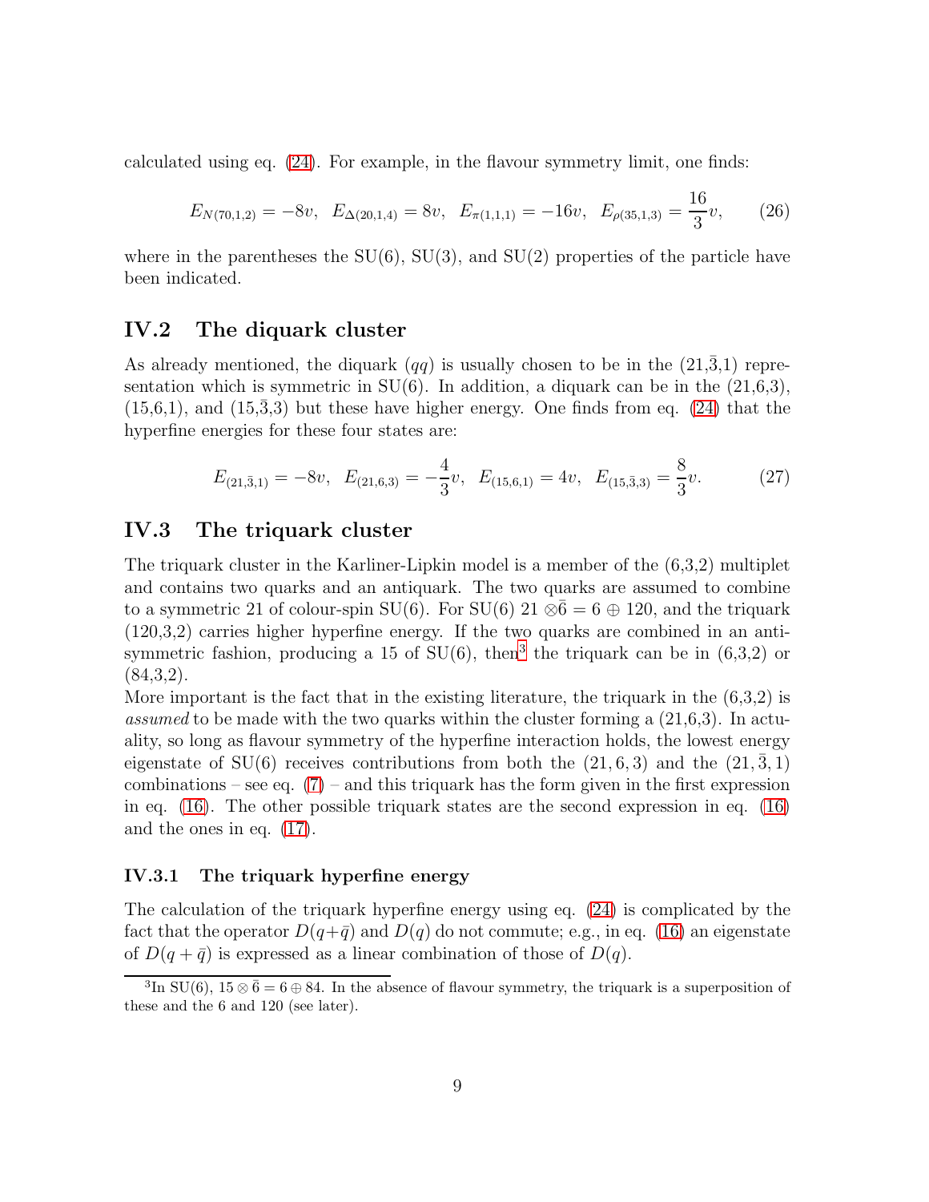calculated using eq. (24). For example, in the flavour symmetry limit, one finds:

$$E_{N(70,1,2)} = -8v, \;\; E_{\Delta(20,1,4)} = 8v, \;\; E_{\pi(1,1,1)} = -16v, \;\; E_{\rho(35,1,3)} = \frac{16}{3}v, \tag{26}$$

where in the parentheses the SU(6), SU(3), and SU(2) properties of the particle have been indicated.

## IV.2 The diquark cluster

As already mentioned, the diquark $(qq)$ is usually chosen to be in the $(21,\bar{3},1)$ representation which is symmetric in SU(6). In addition, a diquark can be in the (21,6,3), (15,6,1), and $(15,\bar{3},3)$ but these have higher energy. One finds from eq. (24) that the hyperfine energies for these four states are:

$$E_{(21,\bar{3},1)} = -8v, \;\; E_{(21,6,3)} = -\frac{4}{3}v, \;\; E_{(15,6,1)} = 4v, \;\; E_{(15,\bar{3},3)} = \frac{8}{3}v. \tag{27}$$

## IV.3 The triquark cluster

The triquark cluster in the Karliner-Lipkin model is a member of the (6,3,2) multiplet and contains two quarks and an antiquark. The two quarks are assumed to combine to a symmetric 21 of colour-spin SU(6). For SU(6) $21 \otimes \bar{6} = 6 \oplus 120$, and the triquark (120,3,2) carries higher hyperfine energy. If the two quarks are combined in an antisymmetric fashion, producing a 15 of SU(6), then[3] the triquark can be in (6,3,2) or (84,3,2).

More important is the fact that in the existing literature, the triquark in the (6,3,2) is *assumed* to be made with the two quarks within the cluster forming a (21,6,3). In actuality, so long as flavour symmetry of the hyperfine interaction holds, the lowest energy eigenstate of SU(6) receives contributions from both the $(21,6,3)$ and the $(21,\bar{3},1)$ combinations – see eq. (7) – and this triquark has the form given in the first expression in eq. (16). The other possible triquark states are the second expression in eq. (16) and the ones in eq. (17).

### IV.3.1 The triquark hyperfine energy

The calculation of the triquark hyperfine energy using eq. (24) is complicated by the fact that the operator $D(q+\bar{q})$ and $D(q)$ do not commute; e.g., in eq. (16) an eigenstate of $D(q+\bar{q})$ is expressed as a linear combination of those of $D(q)$.

[3] In SU(6), $15 \otimes \bar{6} = 6 \oplus 84$. In the absence of flavour symmetry, the triquark is a superposition of these and the 6 and 120 (see later).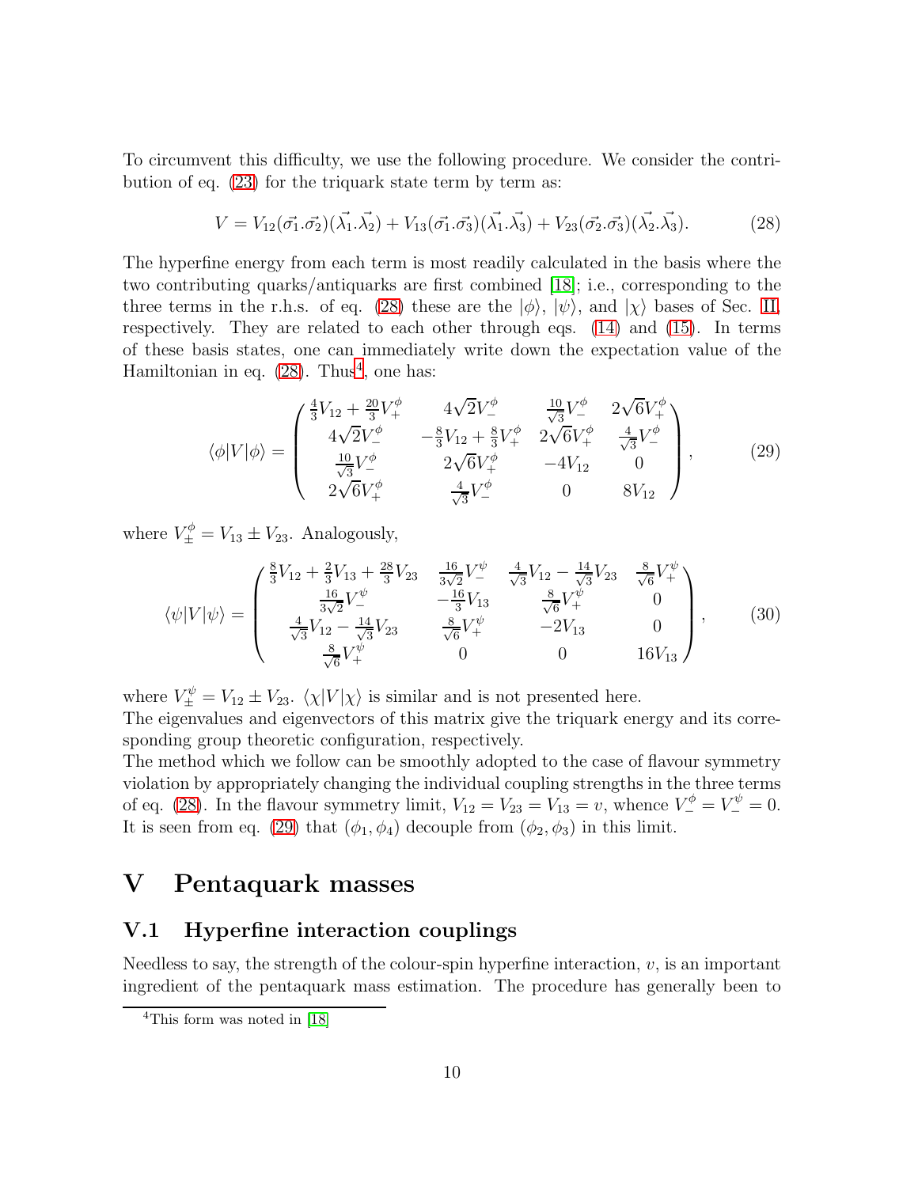To circumvent this difficulty, we use the following procedure. We consider the contribution of eq. (23) for the triquark state term by term as:

$$V = V_{12}(\vec{\sigma_1}.\vec{\sigma_2})(\vec{\lambda_1}.\vec{\lambda_2}) + V_{13}(\vec{\sigma_1}.\vec{\sigma_3})(\vec{\lambda_1}.\vec{\lambda_3}) + V_{23}(\vec{\sigma_2}.\vec{\sigma_3})(\vec{\lambda_2}.\vec{\lambda_3}). \tag{28}$$

The hyperfine energy from each term is most readily calculated in the basis where the two contributing quarks/antiquarks are first combined [18]; i.e., corresponding to the three terms in the r.h.s. of eq. (28) these are the $|\phi\rangle$, $|\psi\rangle$, and $|\chi\rangle$ bases of Sec. II, respectively. They are related to each other through eqs. (14) and (15). In terms of these basis states, one can immediately write down the expectation value of the Hamiltonian in eq. (28). Thus[4], one has:

$$\langle\phi|V|\phi\rangle = \begin{pmatrix} \frac{4}{3}V_{12} + \frac{20}{3}V_+^\phi & 4\sqrt{2}V_-^\phi & \frac{10}{\sqrt{3}}V_-^\phi & 2\sqrt{6}V_+^\phi \\ 4\sqrt{2}V_-^\phi & -\frac{8}{3}V_{12} + \frac{8}{3}V_+^\phi & 2\sqrt{6}V_+^\phi & \frac{4}{\sqrt{3}}V_-^\phi \\ \frac{10}{\sqrt{3}}V_-^\phi & 2\sqrt{6}V_+^\phi & -4V_{12} & 0 \\ 2\sqrt{6}V_+^\phi & \frac{4}{\sqrt{3}}V_-^\phi & 0 & 8V_{12} \end{pmatrix}, \tag{29}$$

where $V_\pm^\phi = V_{13} \pm V_{23}$. Analogously,

$$\langle\psi|V|\psi\rangle = \begin{pmatrix} \frac{8}{3}V_{12} + \frac{2}{3}V_{13} + \frac{28}{3}V_{23} & \frac{16}{3\sqrt{2}}V_-^\psi & \frac{4}{\sqrt{3}}V_{12} - \frac{14}{\sqrt{3}}V_{23} & \frac{8}{\sqrt{6}}V_+^\psi \\ \frac{16}{3\sqrt{2}}V_-^\psi & -\frac{16}{3}V_{13} & \frac{8}{\sqrt{6}}V_+^\psi & 0 \\ \frac{4}{\sqrt{3}}V_{12} - \frac{14}{\sqrt{3}}V_{23} & \frac{8}{\sqrt{6}}V_+^\psi & -2V_{13} & 0 \\ \frac{8}{\sqrt{6}}V_+^\psi & 0 & 0 & 16V_{13} \end{pmatrix}, \tag{30}$$

where $V_\pm^\psi = V_{12} \pm V_{23}$. $\langle\chi|V|\chi\rangle$ is similar and is not presented here.

The eigenvalues and eigenvectors of this matrix give the triquark energy and its corresponding group theoretic configuration, respectively.

The method which we follow can be smoothly adopted to the case of flavour symmetry violation by appropriately changing the individual coupling strengths in the three terms of eq. (28). In the flavour symmetry limit, $V_{12} = V_{23} = V_{13} = v$, whence $V_-^\phi = V_-^\psi = 0$. It is seen from eq. (29) that $(\phi_1, \phi_4)$ decouple from $(\phi_2, \phi_3)$ in this limit.

# V Pentaquark masses

## V.1 Hyperfine interaction couplings

Needless to say, the strength of the colour-spin hyperfine interaction, $v$, is an important ingredient of the pentaquark mass estimation. The procedure has generally been to

[4] This form was noted in [18]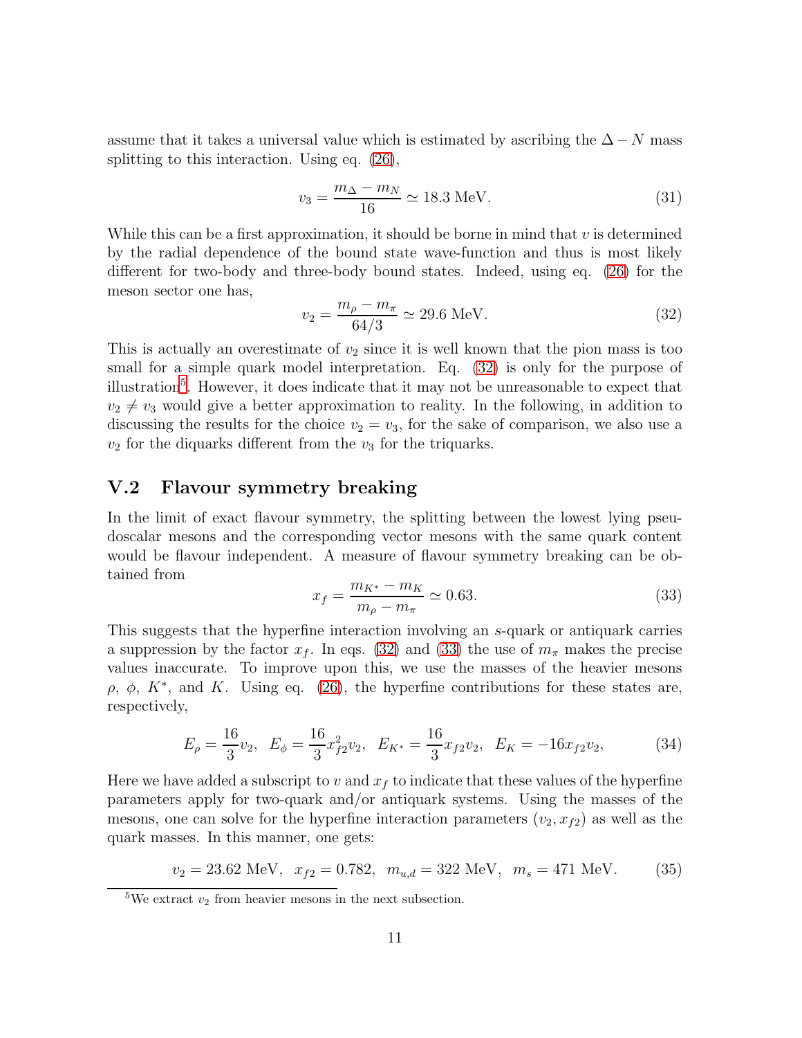assume that it takes a universal value which is estimated by ascribing the $\Delta - N$ mass splitting to this interaction. Using eq. (26),

$$v_3 = \frac{m_\Delta - m_N}{16} \simeq 18.3 \text{ MeV}. \tag{31}$$

While this can be a first approximation, it should be borne in mind that $v$ is determined by the radial dependence of the bound state wave-function and thus is most likely different for two-body and three-body bound states. Indeed, using eq. (26) for the meson sector one has,

$$v_2 = \frac{m_\rho - m_\pi}{64/3} \simeq 29.6 \text{ MeV}. \tag{32}$$

This is actually an overestimate of $v_2$ since it is well known that the pion mass is too small for a simple quark model interpretation. Eq. (32) is only for the purpose of illustration[5]. However, it does indicate that it may not be unreasonable to expect that $v_2 \neq v_3$ would give a better approximation to reality. In the following, in addition to discussing the results for the choice $v_2 = v_3$, for the sake of comparison, we also use a $v_2$ for the diquarks different from the $v_3$ for the triquarks.

## V.2 Flavour symmetry breaking

In the limit of exact flavour symmetry, the splitting between the lowest lying pseudoscalar mesons and the corresponding vector mesons with the same quark content would be flavour independent. A measure of flavour symmetry breaking can be obtained from

$$x_f = \frac{m_{K^*} - m_K}{m_\rho - m_\pi} \simeq 0.63. \tag{33}$$

This suggests that the hyperfine interaction involving an $s$-quark or antiquark carries a suppression by the factor $x_f$. In eqs. (32) and (33) the use of $m_\pi$ makes the precise values inaccurate. To improve upon this, we use the masses of the heavier mesons $\rho$, $\phi$, $K^*$, and $K$. Using eq. (26), the hyperfine contributions for these states are, respectively,

$$E_\rho = \frac{16}{3} v_2, \;\; E_\phi = \frac{16}{3} x_{f2}^2 v_2, \;\; E_{K^*} = \frac{16}{3} x_{f2} v_2, \;\; E_K = -16 x_{f2} v_2, \tag{34}$$

Here we have added a subscript to $v$ and $x_f$ to indicate that these values of the hyperfine parameters apply for two-quark and/or antiquark systems. Using the masses of the mesons, one can solve for the hyperfine interaction parameters $(v_2, x_{f2})$ as well as the quark masses. In this manner, one gets:

$$v_2 = 23.62 \text{ MeV}, \;\; x_{f2} = 0.782, \;\; m_{u,d} = 322 \text{ MeV}, \;\; m_s = 471 \text{ MeV}. \tag{35}$$

[5] We extract $v_2$ from heavier mesons in the next subsection.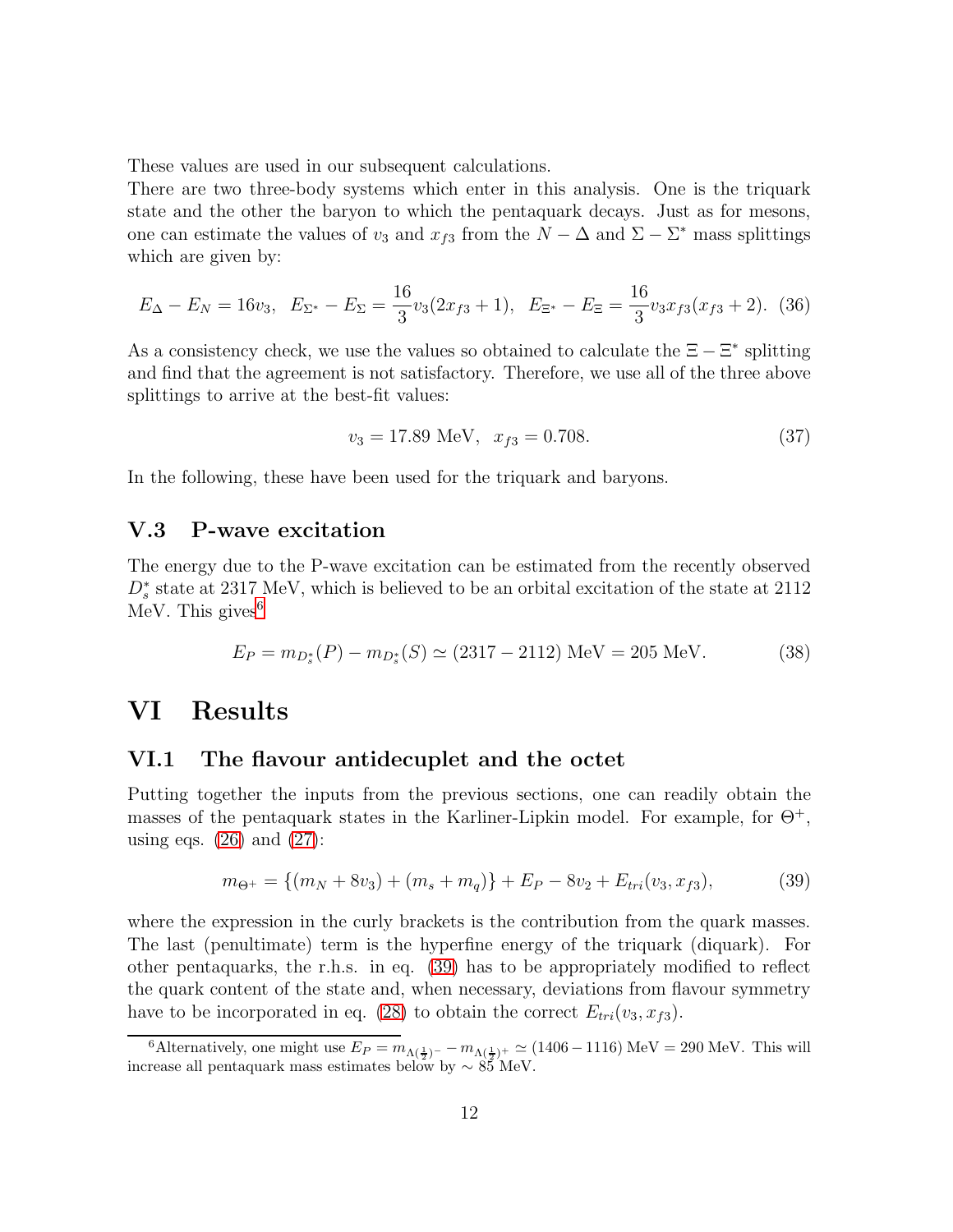These values are used in our subsequent calculations.

There are two three-body systems which enter in this analysis. One is the triquark state and the other the baryon to which the pentaquark decays. Just as for mesons, one can estimate the values of $v_3$ and $x_{f3}$ from the $N-\Delta$ and $\Sigma-\Sigma^*$ mass splittings which are given by:

$$E_\Delta - E_N = 16 v_3, \;\; E_{\Sigma^*} - E_\Sigma = \frac{16}{3} v_3 (2x_{f3}+1), \;\; E_{\Xi^*} - E_\Xi = \frac{16}{3} v_3 x_{f3}(x_{f3}+2). \quad (36)$$

As a consistency check, we use the values so obtained to calculate the $\Xi - \Xi^*$ splitting and find that the agreement is not satisfactory. Therefore, we use all of the three above splittings to arrive at the best-fit values:

$$v_3 = 17.89 \text{ MeV}, \;\; x_{f3} = 0.708. \quad (37)$$

In the following, these have been used for the triquark and baryons.

### V.3 P-wave excitation

The energy due to the P-wave excitation can be estimated from the recently observed $D_s^*$ state at 2317 MeV, which is believed to be an orbital excitation of the state at 2112 MeV. This gives[6]

$$E_P = m_{D_s^*}(P) - m_{D_s^*}(S) \simeq (2317 - 2112) \text{ MeV} = 205 \text{ MeV}. \quad (38)$$

# VI Results

## VI.1 The flavour antidecuplet and the octet

Putting together the inputs from the previous sections, one can readily obtain the masses of the pentaquark states in the Karliner-Lipkin model. For example, for $\Theta^+$, using eqs. (26) and (27):

$$m_{\Theta^+} = \{(m_N + 8v_3) + (m_s + m_q)\} + E_P - 8v_2 + E_{tri}(v_3, x_{f3}), \quad (39)$$

where the expression in the curly brackets is the contribution from the quark masses. The last (penultimate) term is the hyperfine energy of the triquark (diquark). For other pentaquarks, the r.h.s. in eq. (39) has to be appropriately modified to reflect the quark content of the state and, when necessary, deviations from flavour symmetry have to be incorporated in eq. (28) to obtain the correct $E_{tri}(v_3, x_{f3})$.

---

[6] Alternatively, one might use $E_P = m_{\Lambda(\frac{1}{2})^-} - m_{\Lambda(\frac{1}{2})^+} \simeq (1406 - 1116)$ MeV $= 290$ MeV. This will increase all pentaquark mass estimates below by $\sim 85$ MeV.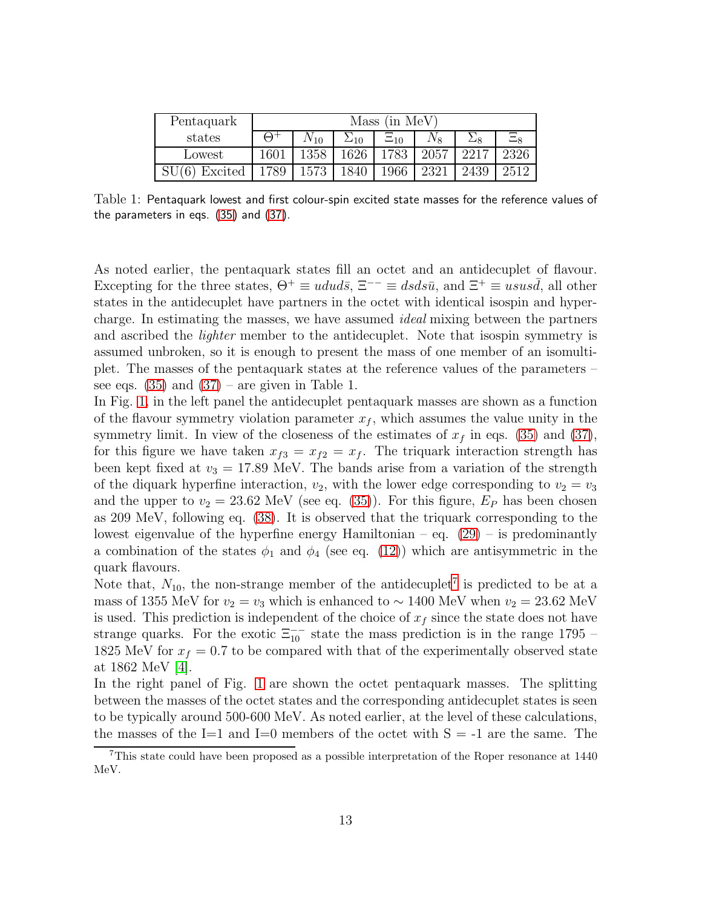| Pentaquark states | Mass (in MeV) | | | | | | |
|---|---|---|---|---|---|---|---|
| | $\Theta^+$ | $N_{10}$ | $\Sigma_{10}$ | $\Xi_{10}$ | $N_8$ | $\Sigma_8$ | $\Xi_8$ |
| Lowest | 1601 | 1358 | 1626 | 1783 | 2057 | 2217 | 2326 |
| SU(6) Excited | 1789 | 1573 | 1840 | 1966 | 2321 | 2439 | 2512 |

Table 1: Pentaquark lowest and first colour-spin excited state masses for the reference values of the parameters in eqs. (35) and (37).

As noted earlier, the pentaquark states fill an octet and an antidecuplet of flavour. Excepting for the three states, $\Theta^+ \equiv udud\bar{s}$, $\Xi^{--} \equiv dsds\bar{u}$, and $\Xi^+ \equiv usus\bar{d}$, all other states in the antidecuplet have partners in the octet with identical isospin and hypercharge. In estimating the masses, we have assumed *ideal* mixing between the partners and ascribed the *lighter* member to the antidecuplet. Note that isospin symmetry is assumed unbroken, so it is enough to present the mass of one member of an isomultiplet. The masses of the pentaquark states at the reference values of the parameters – see eqs. (35) and (37) – are given in Table 1.

In Fig. 1, in the left panel the antidecuplet pentaquark masses are shown as a function of the flavour symmetry violation parameter $x_f$, which assumes the value unity in the symmetry limit. In view of the closeness of the estimates of $x_f$ in eqs. (35) and (37), for this figure we have taken $x_{f3} = x_{f2} = x_f$. The triquark interaction strength has been kept fixed at $v_3 = 17.89$ MeV. The bands arise from a variation of the strength of the diquark hyperfine interaction, $v_2$, with the lower edge corresponding to $v_2 = v_3$ and the upper to $v_2 = 23.62$ MeV (see eq. (35)). For this figure, $E_P$ has been chosen as 209 MeV, following eq. (38). It is observed that the triquark corresponding to the lowest eigenvalue of the hyperfine energy Hamiltonian – eq. (29) – is predominantly a combination of the states $\phi_1$ and $\phi_4$ (see eq. (12)) which are antisymmetric in the quark flavours.

Note that, $N_{10}$, the non-strange member of the antidecuplet[7] is predicted to be at a mass of 1355 MeV for $v_2 = v_3$ which is enhanced to $\sim 1400$ MeV when $v_2 = 23.62$ MeV is used. This prediction is independent of the choice of $x_f$ since the state does not have strange quarks. For the exotic $\Xi_{10}^{--}$ state the mass prediction is in the range 1795 – 1825 MeV for $x_f = 0.7$ to be compared with that of the experimentally observed state at 1862 MeV [4].

In the right panel of Fig. 1 are shown the octet pentaquark masses. The splitting between the masses of the octet states and the corresponding antidecuplet states is seen to be typically around 500-600 MeV. As noted earlier, at the level of these calculations, the masses of the I=1 and I=0 members of the octet with S = -1 are the same. The

[7] This state could have been proposed as a possible interpretation of the Roper resonance at 1440 MeV.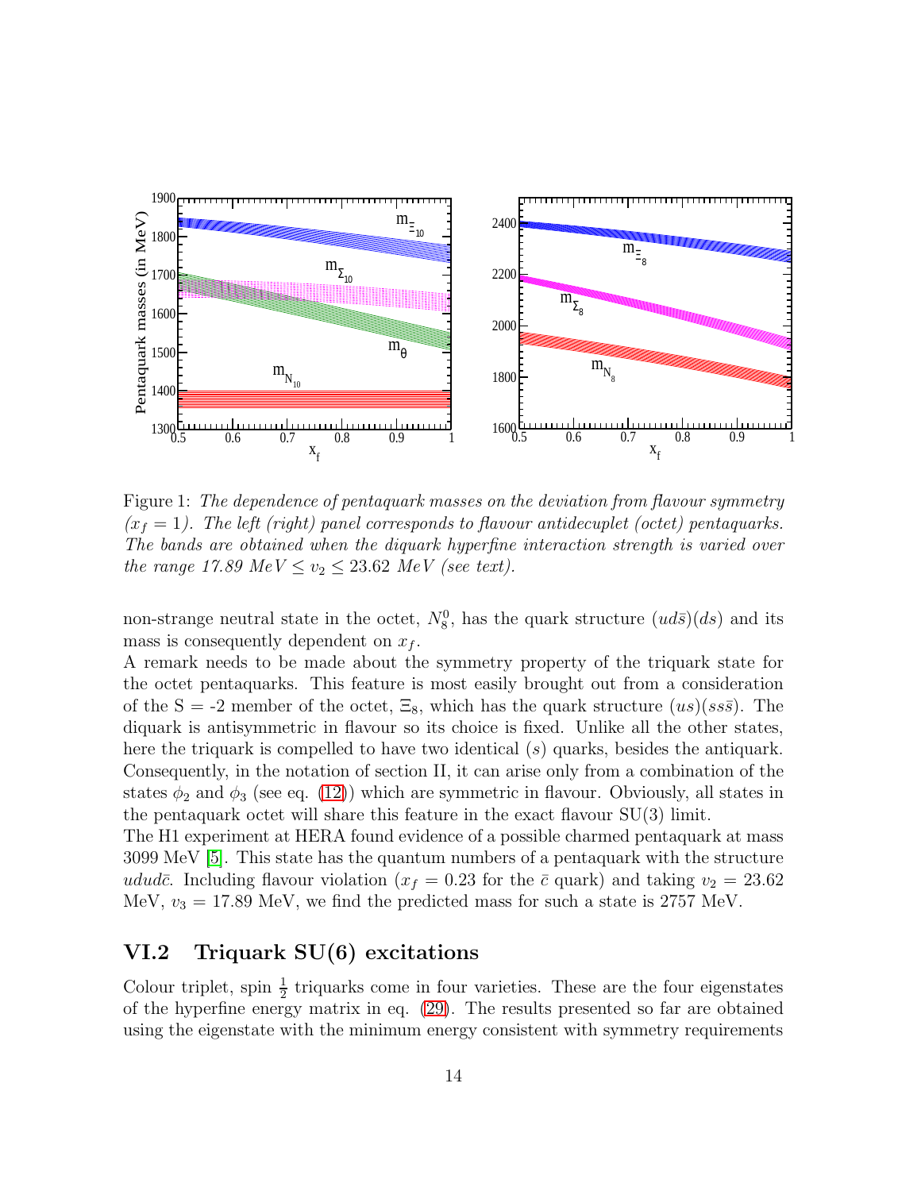Figure 1: *The dependence of pentaquark masses on the deviation from flavour symmetry ($x_f = 1$). The left (right) panel corresponds to flavour antidecuplet (octet) pentaquarks. The bands are obtained when the diquark hyperfine interaction strength is varied over the range 17.89 MeV $\leq v_2 \leq$ 23.62 MeV (see text).*

non-strange neutral state in the octet, $N_8^0$, has the quark structure $(ud\bar{s})(ds)$ and its mass is consequently dependent on $x_f$.

A remark needs to be made about the symmetry property of the triquark state for the octet pentaquarks. This feature is most easily brought out from a consideration of the S = -2 member of the octet, $\Xi_8$, which has the quark structure $(us)(ss\bar{s})$. The diquark is antisymmetric in flavour so its choice is fixed. Unlike all the other states, here the triquark is compelled to have two identical ($s$) quarks, besides the antiquark. Consequently, in the notation of section II, it can arise only from a combination of the states $\phi_2$ and $\phi_3$ (see eq. (12)) which are symmetric in flavour. Obviously, all states in the pentaquark octet will share this feature in the exact flavour SU(3) limit.

The H1 experiment at HERA found evidence of a possible charmed pentaquark at mass 3099 MeV [5]. This state has the quantum numbers of a pentaquark with the structure $udud\bar{c}$. Including flavour violation ($x_f = 0.23$ for the $\bar{c}$ quark) and taking $v_2 = 23.62$ MeV, $v_3 = 17.89$ MeV, we find the predicted mass for such a state is 2757 MeV.

## VI.2 Triquark SU(6) excitations

Colour triplet, spin $\frac{1}{2}$ triquarks come in four varieties. These are the four eigenstates of the hyperfine energy matrix in eq. (29). The results presented so far are obtained using the eigenstate with the minimum energy consistent with symmetry requirements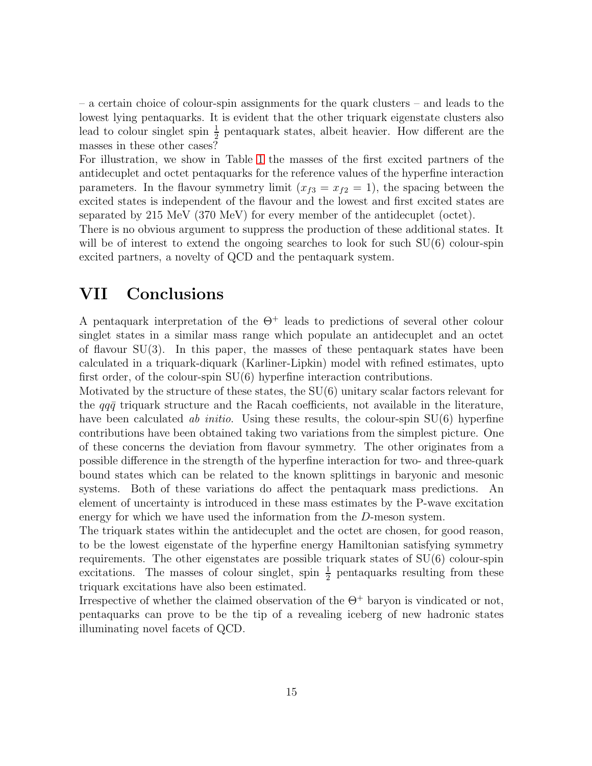– a certain choice of colour-spin assignments for the quark clusters – and leads to the lowest lying pentaquarks. It is evident that the other triquark eigenstate clusters also lead to colour singlet spin $\frac{1}{2}$ pentaquark states, albeit heavier. How different are the masses in these other cases?

For illustration, we show in Table 1 the masses of the first excited partners of the antidecuplet and octet pentaquarks for the reference values of the hyperfine interaction parameters. In the flavour symmetry limit ($x_{f3} = x_{f2} = 1$), the spacing between the excited states is independent of the flavour and the lowest and first excited states are separated by 215 MeV (370 MeV) for every member of the antidecuplet (octet).

There is no obvious argument to suppress the production of these additional states. It will be of interest to extend the ongoing searches to look for such SU(6) colour-spin excited partners, a novelty of QCD and the pentaquark system.

# VII Conclusions

A pentaquark interpretation of the $\Theta^+$ leads to predictions of several other colour singlet states in a similar mass range which populate an antidecuplet and an octet of flavour SU(3). In this paper, the masses of these pentaquark states have been calculated in a triquark-diquark (Karliner-Lipkin) model with refined estimates, upto first order, of the colour-spin SU(6) hyperfine interaction contributions.

Motivated by the structure of these states, the SU(6) unitary scalar factors relevant for the $qq\bar{q}$ triquark structure and the Racah coefficients, not available in the literature, have been calculated *ab initio*. Using these results, the colour-spin SU(6) hyperfine contributions have been obtained taking two variations from the simplest picture. One of these concerns the deviation from flavour symmetry. The other originates from a possible difference in the strength of the hyperfine interaction for two- and three-quark bound states which can be related to the known splittings in baryonic and mesonic systems. Both of these variations do affect the pentaquark mass predictions. An element of uncertainty is introduced in these mass estimates by the P-wave excitation energy for which we have used the information from the $D$-meson system.

The triquark states within the antidecuplet and the octet are chosen, for good reason, to be the lowest eigenstate of the hyperfine energy Hamiltonian satisfying symmetry requirements. The other eigenstates are possible triquark states of SU(6) colour-spin excitations. The masses of colour singlet, spin $\frac{1}{2}$ pentaquarks resulting from these triquark excitations have also been estimated.

Irrespective of whether the claimed observation of the $\Theta^+$ baryon is vindicated or not, pentaquarks can prove to be the tip of a revealing iceberg of new hadronic states illuminating novel facets of QCD.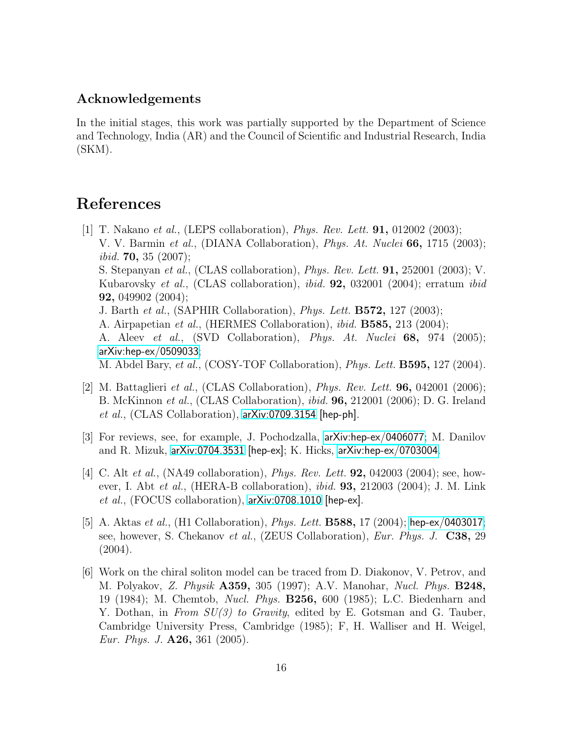## Acknowledgements

In the initial stages, this work was partially supported by the Department of Science and Technology, India (AR) and the Council of Scientific and Industrial Research, India (SKM).

# References

[1] T. Nakano *et al.*, (LEPS collaboration), *Phys. Rev. Lett.* **91,** 012002 (2003);
V. V. Barmin *et al.*, (DIANA Collaboration), *Phys. At. Nuclei* **66,** 1715 (2003); *ibid.* **70,** 35 (2007);
S. Stepanyan *et al.*, (CLAS collaboration), *Phys. Rev. Lett.* **91,** 252001 (2003); V. Kubarovsky *et al.*, (CLAS collaboration), *ibid.* **92,** 032001 (2004); erratum *ibid* **92,** 049902 (2004);
J. Barth *et al.*, (SAPHIR Collaboration), *Phys. Lett.* **B572,** 127 (2003);
A. Airpapetian *et al.*, (HERMES Collaboration), *ibid.* **B585,** 213 (2004);
A. Aleev *et al.*, (SVD Collaboration), *Phys. At. Nuclei* **68,** 974 (2005); arXiv:hep-ex/0509033;
M. Abdel Bary, *et al.*, (COSY-TOF Collaboration), *Phys. Lett.* **B595,** 127 (2004).

[2] M. Battaglieri *et al.*, (CLAS Collaboration), *Phys. Rev. Lett.* **96,** 042001 (2006); B. McKinnon *et al.*, (CLAS Collaboration), *ibid.* **96,** 212001 (2006); D. G. Ireland *et al.*, (CLAS Collaboration), arXiv:0709.3154 [hep-ph].

[3] For reviews, see, for example, J. Pochodzalla, arXiv:hep-ex/0406077; M. Danilov and R. Mizuk, arXiv:0704.3531 [hep-ex]; K. Hicks, arXiv:hep-ex/0703004.

[4] C. Alt *et al.*, (NA49 collaboration), *Phys. Rev. Lett.* **92,** 042003 (2004); see, however, I. Abt *et al.*, (HERA-B collaboration), *ibid.* **93,** 212003 (2004); J. M. Link *et al.*, (FOCUS collaboration), arXiv:0708.1010 [hep-ex].

[5] A. Aktas *et al.*, (H1 Collaboration), *Phys. Lett.* **B588,** 17 (2004); hep-ex/0403017; see, however, S. Chekanov *et al.*, (ZEUS Collaboration), *Eur. Phys. J.* **C38,** 29 (2004).

[6] Work on the chiral soliton model can be traced from D. Diakonov, V. Petrov, and M. Polyakov, *Z. Physik* **A359,** 305 (1997); A.V. Manohar, *Nucl. Phys.* **B248,** 19 (1984); M. Chemtob, *Nucl. Phys.* **B256,** 600 (1985); L.C. Biedenharn and Y. Dothan, in *From SU(3) to Gravity*, edited by E. Gotsman and G. Tauber, Cambridge University Press, Cambridge (1985); F, H. Walliser and H. Weigel, *Eur. Phys. J.* **A26,** 361 (2005).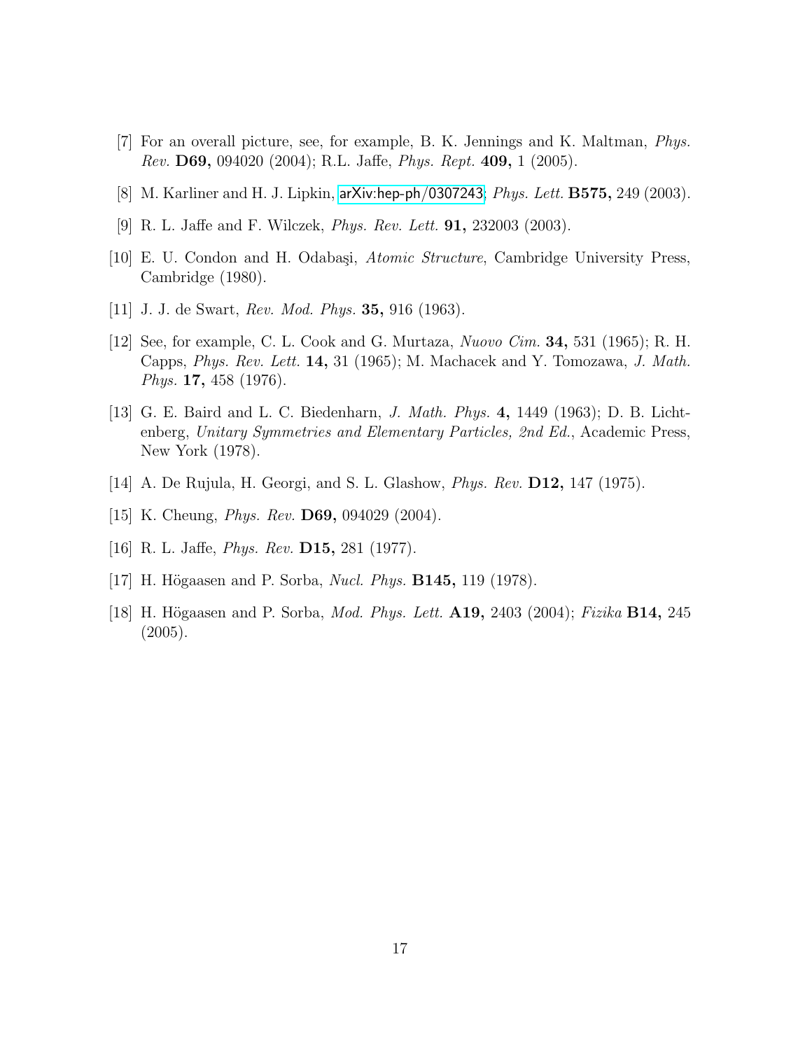[7] For an overall picture, see, for example, B. K. Jennings and K. Maltman, *Phys. Rev.* **D69,** 094020 (2004); R.L. Jaffe, *Phys. Rept.* **409,** 1 (2005).

[8] M. Karliner and H. J. Lipkin, arXiv:hep-ph/0307243; *Phys. Lett.* **B575,** 249 (2003).

[9] R. L. Jaffe and F. Wilczek, *Phys. Rev. Lett.* **91,** 232003 (2003).

[10] E. U. Condon and H. Odabaşi, *Atomic Structure*, Cambridge University Press, Cambridge (1980).

[11] J. J. de Swart, *Rev. Mod. Phys.* **35,** 916 (1963).

[12] See, for example, C. L. Cook and G. Murtaza, *Nuovo Cim.* **34,** 531 (1965); R. H. Capps, *Phys. Rev. Lett.* **14,** 31 (1965); M. Machacek and Y. Tomozawa, *J. Math. Phys.* **17,** 458 (1976).

[13] G. E. Baird and L. C. Biedenharn, *J. Math. Phys.* **4,** 1449 (1963); D. B. Lichtenberg, *Unitary Symmetries and Elementary Particles, 2nd Ed.*, Academic Press, New York (1978).

[14] A. De Rujula, H. Georgi, and S. L. Glashow, *Phys. Rev.* **D12,** 147 (1975).

[15] K. Cheung, *Phys. Rev.* **D69,** 094029 (2004).

[16] R. L. Jaffe, *Phys. Rev.* **D15,** 281 (1977).

[17] H. Högaasen and P. Sorba, *Nucl. Phys.* **B145,** 119 (1978).

[18] H. Högaasen and P. Sorba, *Mod. Phys. Lett.* **A19,** 2403 (2004); *Fizika* **B14,** 245 (2005).